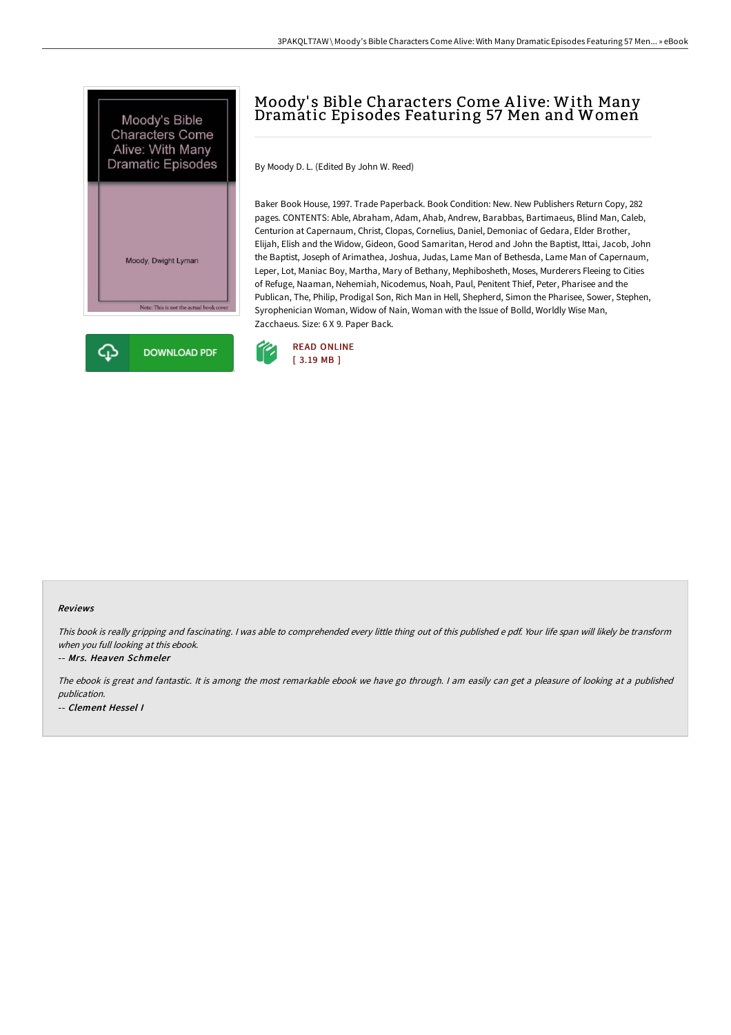# Moody's Bible Characters Come Alive: With Many Dramatic Episodes Featuring 57 Men and Women

By Moody D. L. (Edited By John W. Reed)

Baker Book House, 1997. Trade Paperback. Book Condition: New. New Publishers Return Copy, 282 pages. CONTENTS: Able, Abraham, Adam, Ahab, Andrew, Barabbas, Bartimaeus, Blind Man, Caleb, Centurion at Capernaum, Christ, Clopas, Cornelius, Daniel, Demoniac of Gedara, Elder Brother, Elijah, Elish and the Widow, Gideon, Good Samaritan, Herod and John the Baptist, Ittai, Jacob, John the Baptist, Joseph of Arimathea, Joshua, Judas, Lame Man of Bethesda, Lame Man of Capernaum, Leper, Lot, Maniac Boy, Martha, Mary of Bethany, Mephibosheth, Moses, Murderers Fleeing to Cities of Refuge, Naaman, Nehemiah, Nicodemus, Noah, Paul, Penitent Thief, Peter, Pharisee and the Publican, The, Philip, Prodigal Son, Rich Man in Hell, Shepherd, Simon the Pharisee, Sower, Stephen, Syrophenician Woman, Widow of Nain, Woman with the Issue of Bolld, Worldly Wise Man, Zacchaeus. Size: 6 X 9. Paper Back.

DOWNLOAD PDF

READ ONLINE
[ 3.19 MB ]

#### Reviews

*This book is really gripping and fascinating. I was able to comprehended every little thing out of this published e pdf. Your life span will likely be transform when you full looking at this ebook.*

*-- Mrs. Heaven Schmeler*

*The ebook is great and fantastic. It is among the most remarkable ebook we have go through. I am easily can get a pleasure of looking at a published publication.*

*-- Clement Hessel I*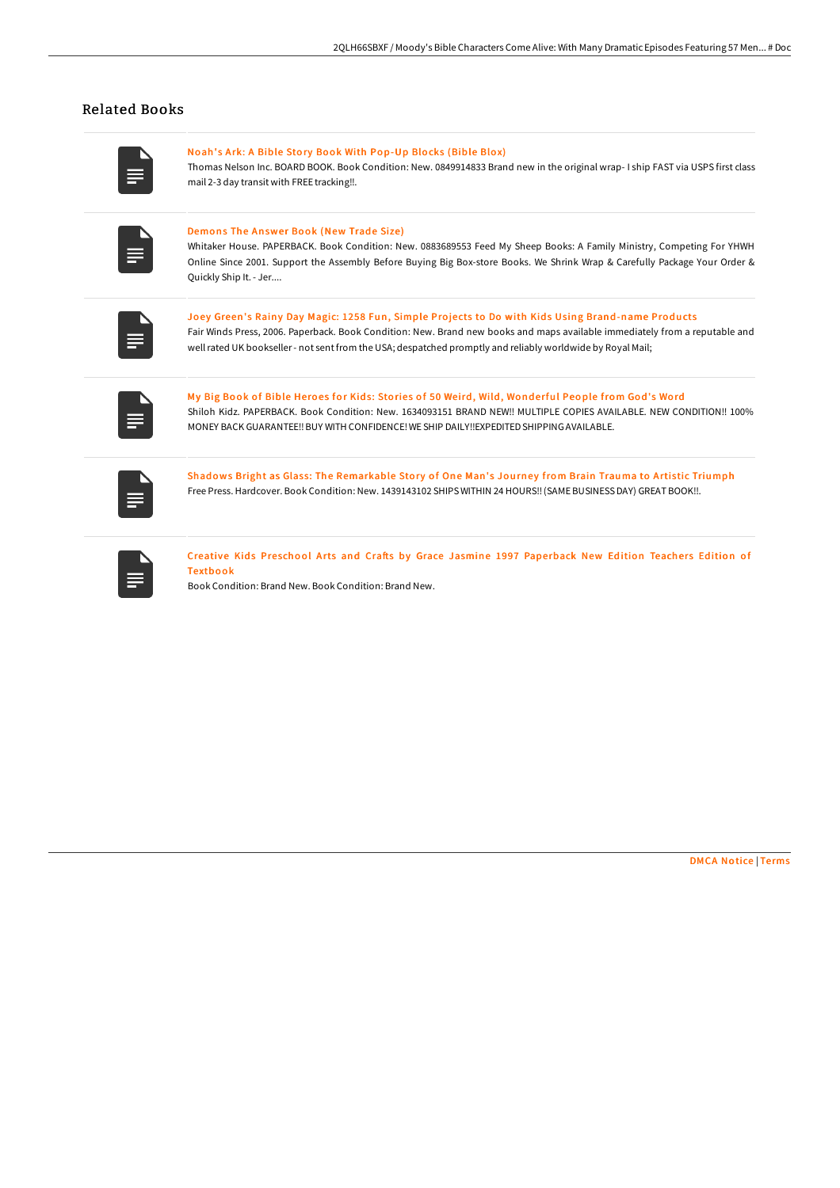## Related Books

**Noah's Ark: A Bible Story Book With Pop-Up Blocks (Bible Blox)**

Thomas Nelson Inc. BOARD BOOK. Book Condition: New. 0849914833 Brand new in the original wrap- I ship FAST via USPS first class mail 2-3 day transit with FREE tracking!!.

**Demons The Answer Book (New Trade Size)**

Whitaker House. PAPERBACK. Book Condition: New. 0883689553 Feed My Sheep Books: A Family Ministry, Competing For YHWH Online Since 2001. Support the Assembly Before Buying Big Box-store Books. We Shrink Wrap & Carefully Package Your Order & Quickly Ship It. - Jer....

**Joey Green's Rainy Day Magic: 1258 Fun, Simple Projects to Do with Kids Using Brand-name Products**

Fair Winds Press, 2006. Paperback. Book Condition: New. Brand new books and maps available immediately from a reputable and well rated UK bookseller - not sent from the USA; despatched promptly and reliably worldwide by Royal Mail;

**My Big Book of Bible Heroes for Kids: Stories of 50 Weird, Wild, Wonderful People from God's Word**

Shiloh Kidz. PAPERBACK. Book Condition: New. 1634093151 BRAND NEW!! MULTIPLE COPIES AVAILABLE. NEW CONDITION!! 100% MONEY BACK GUARANTEE!! BUY WITH CONFIDENCE! WE SHIP DAILY!!EXPEDITED SHIPPING AVAILABLE.

**Shadows Bright as Glass: The Remarkable Story of One Man's Journey from Brain Trauma to Artistic Triumph**

Free Press. Hardcover. Book Condition: New. 1439143102 SHIPS WITHIN 24 HOURS!! (SAME BUSINESS DAY) GREAT BOOK!!.

**Creative Kids Preschool Arts and Crafts by Grace Jasmine 1997 Paperback New Edition Teachers Edition of Textbook**

Book Condition: Brand New. Book Condition: Brand New.

DMCA Notice | Terms